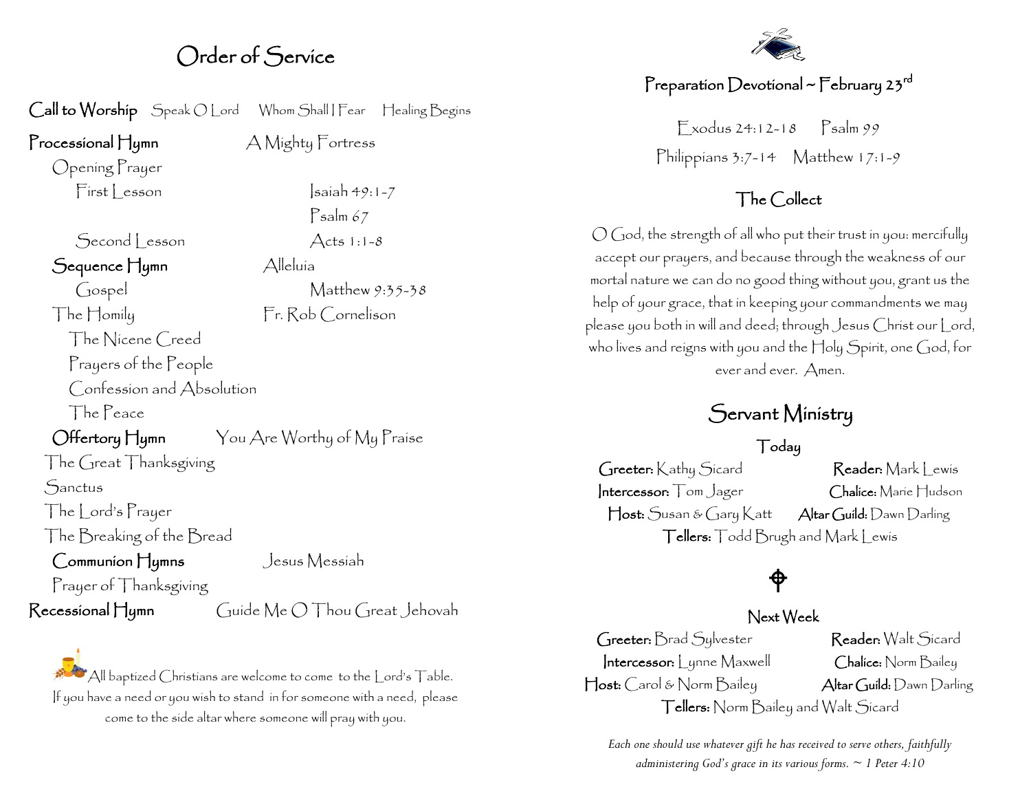# Order of Service

**Call to Worship** Speak O Lord  Whom Shall I Fear  Healing Begins

**Processional Hymn** A Mighty Fortress

Opening Prayer

First Lesson Isaiah 49:1-7

Psalm 67

Second Lesson Acts 1:1-8

**Sequence Hymn** Alleluia

Gospel Matthew 9:35-38

The Homily Fr. Rob Cornelison

The Nicene Creed

Prayers of the People

Confession and Absolution

The Peace

**Offertory Hymn** You Are Worthy of My Praise

The Great Thanksgiving

Sanctus

The Lord's Prayer

The Breaking of the Bread

**Communion Hymns** Jesus Messiah

Prayer of Thanksgiving

**Recessional Hymn** Guide Me O Thou Great Jehovah

All baptized Christians are welcome to come to the Lord's Table. If you have a need or you wish to stand in for someone with a need, please come to the side altar where someone will pray with you.

## Preparation Devotional ~ February 23rd

Exodus 24:12-18  Psalm 99

Philippians 3:7-14  Matthew 17:1-9

## The Collect

O God, the strength of all who put their trust in you: mercifully accept our prayers, and because through the weakness of our mortal nature we can do no good thing without you, grant us the help of your grace, that in keeping your commandments we may please you both in will and deed; through Jesus Christ our Lord, who lives and reigns with you and the Holy Spirit, one God, for ever and ever. Amen.

## Servant Ministry

### Today

**Greeter:** Kathy Sicard  **Reader:** Mark Lewis

**Intercessor:** Tom Jager  **Chalice:** Marie Hudson

**Host:** Susan & Gary Katt  **Altar Guild:** Dawn Darling

**Tellers:** Todd Brugh and Mark Lewis

### Next Week

**Greeter:** Brad Sylvester  **Reader:** Walt Sicard

**Intercessor:** Lynne Maxwell  **Chalice:** Norm Bailey

**Host:** Carol & Norm Bailey  **Altar Guild:** Dawn Darling

**Tellers:** Norm Bailey and Walt Sicard

*Each one should use whatever gift he has received to serve others, faithfully administering God's grace in its various forms. ~ 1 Peter 4:10*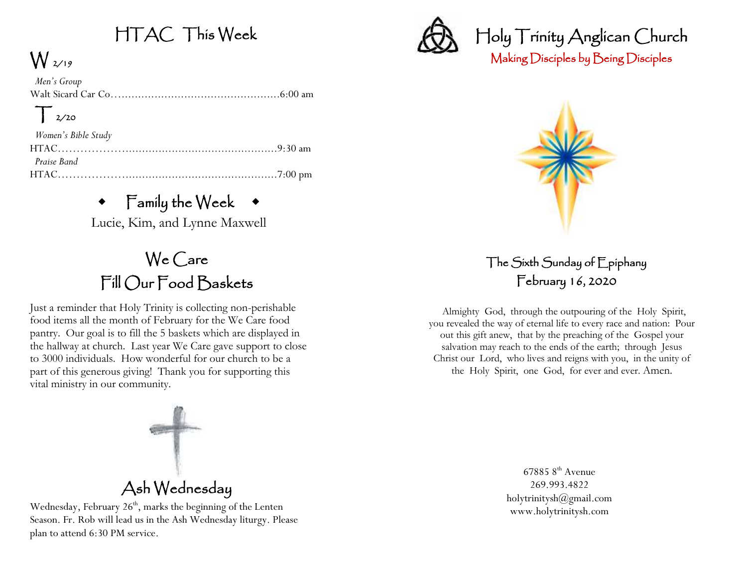# HTAC This Week

## W 2/19

*Men's Group*
Walt Sicard Car Co…………………………………………6:00 am

## T 2/20

*Women's Bible Study*
HTAC………………………………………………………9:30 am
*Praise Band*
HTAC………………………………………………………7:00 pm

## ◆ Family the Week ◆

Lucie, Kim, and Lynne Maxwell

## We Care
## Fill Our Food Baskets

Just a reminder that Holy Trinity is collecting non-perishable food items all the month of February for the We Care food pantry. Our goal is to fill the 5 baskets which are displayed in the hallway at church. Last year We Care gave support to close to 3000 individuals. How wonderful for our church to be a part of this generous giving! Thank you for supporting this vital ministry in our community.

## Ash Wednesday

Wednesday, February 26th, marks the beginning of the Lenten Season. Fr. Rob will lead us in the Ash Wednesday liturgy. Please plan to attend 6:30 PM service.

# Holy Trinity Anglican Church

Making Disciples by Being Disciples

## The Sixth Sunday of Epiphany
## February 16, 2020

Almighty God, through the outpouring of the Holy Spirit, you revealed the way of eternal life to every race and nation: Pour out this gift anew, that by the preaching of the Gospel your salvation may reach to the ends of the earth; through Jesus Christ our Lord, who lives and reigns with you, in the unity of the Holy Spirit, one God, for ever and ever. Amen.

67885 8th Avenue
269.993.4822
holytrinitysh@gmail.com
www.holytrinitysh.com